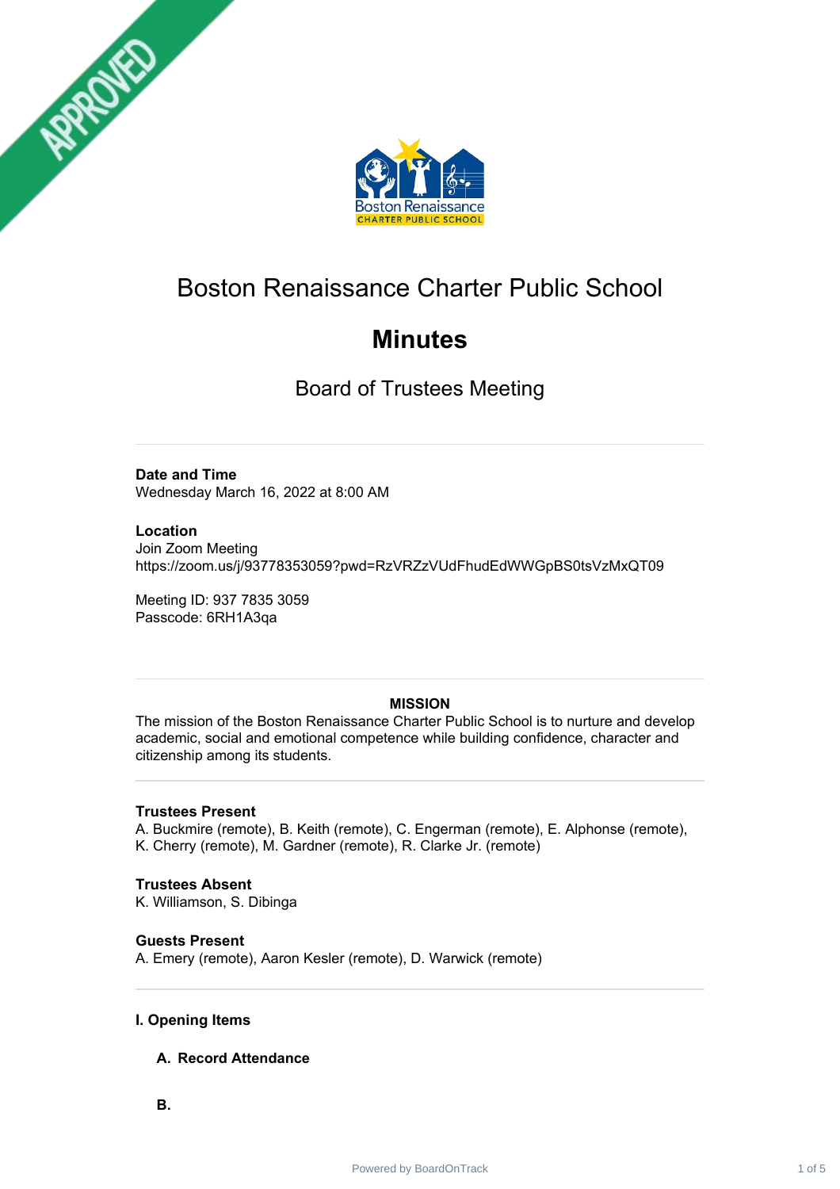# Boston Renaissance Charter Public School

# Minutes

## Board of Trustees Meeting

---

**Date and Time**
Wednesday March 16, 2022 at 8:00 AM

**Location**
Join Zoom Meeting
https://zoom.us/j/93778353059?pwd=RzVRZzVUdFhudEdWWGpBS0tsVzMxQT09

Meeting ID: 937 7835 3059
Passcode: 6RH1A3qa

---

**MISSION**

The mission of the Boston Renaissance Charter Public School is to nurture and develop academic, social and emotional competence while building confidence, character and citizenship among its students.

---

**Trustees Present**
A. Buckmire (remote), B. Keith (remote), C. Engerman (remote), E. Alphonse (remote), K. Cherry (remote), M. Gardner (remote), R. Clarke Jr. (remote)

**Trustees Absent**
K. Williamson, S. Dibinga

**Guests Present**
A. Emery (remote), Aaron Kesler (remote), D. Warwick (remote)

---

### I. Opening Items

#### A. Record Attendance

#### B.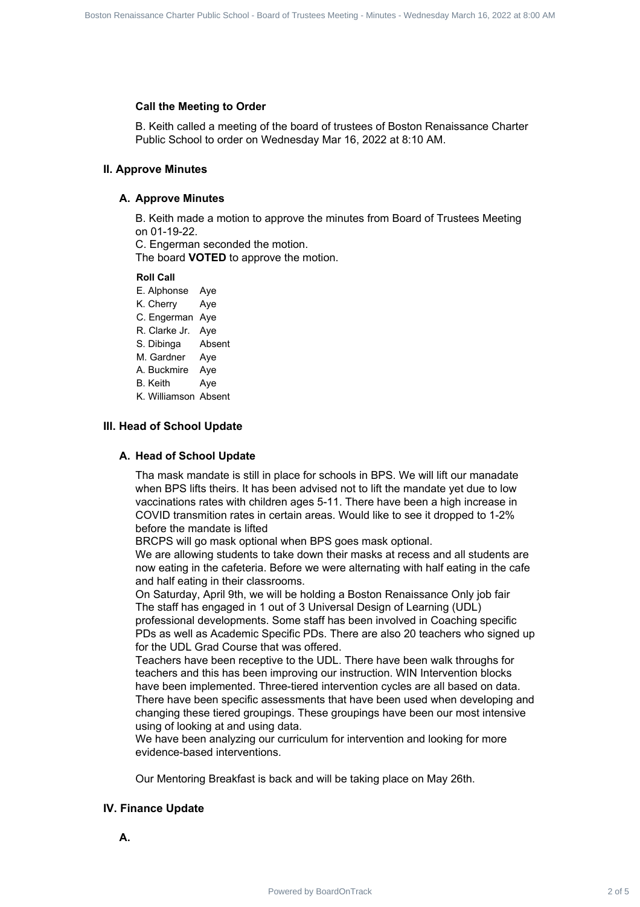### Call the Meeting to Order

B. Keith called a meeting of the board of trustees of Boston Renaissance Charter Public School to order on Wednesday Mar 16, 2022 at 8:10 AM.

## II. Approve Minutes

### A. Approve Minutes

B. Keith made a motion to approve the minutes from Board of Trustees Meeting on 01-19-22.
C. Engerman seconded the motion.
The board **VOTED** to approve the motion.

**Roll Call**

| | |
|---|---|
| E. Alphonse | Aye |
| K. Cherry | Aye |
| C. Engerman | Aye |
| R. Clarke Jr. | Aye |
| S. Dibinga | Absent |
| M. Gardner | Aye |
| A. Buckmire | Aye |
| B. Keith | Aye |
| K. Williamson | Absent |

## III. Head of School Update

### A. Head of School Update

Tha mask mandate is still in place for schools in BPS. We will lift our manadate when BPS lifts theirs. It has been advised not to lift the mandate yet due to low vaccinations rates with children ages 5-11. There have been a high increase in COVID transmition rates in certain areas. Would like to see it dropped to 1-2% before the mandate is lifted
BRCPS will go mask optional when BPS goes mask optional.
We are allowing students to take down their masks at recess and all students are now eating in the cafeteria. Before we were alternating with half eating in the cafe and half eating in their classrooms.
On Saturday, April 9th, we will be holding a Boston Renaissance Only job fair
The staff has engaged in 1 out of 3 Universal Design of Learning (UDL) professional developments. Some staff has been involved in Coaching specific PDs as well as Academic Specific PDs. There are also 20 teachers who signed up for the UDL Grad Course that was offered.
Teachers have been receptive to the UDL. There have been walk throughs for teachers and this has been improving our instruction. WIN Intervention blocks have been implemented. Three-tiered intervention cycles are all based on data. There have been specific assessments that have been used when developing and changing these tiered groupings. These groupings have been our most intensive using of looking at and using data.
We have been analyzing our curriculum for intervention and looking for more evidence-based interventions.

Our Mentoring Breakfast is back and will be taking place on May 26th.

## IV. Finance Update

### A.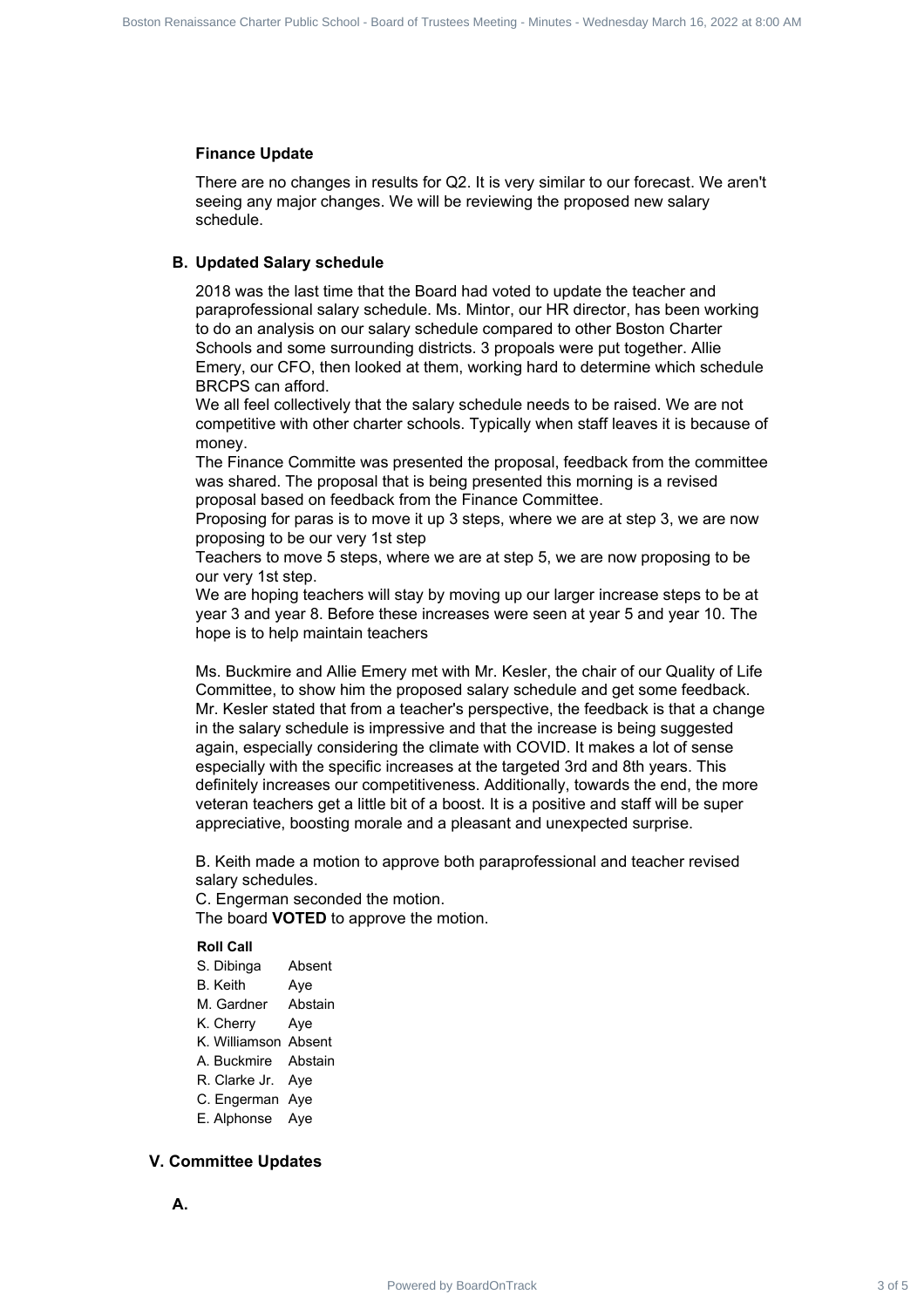### Finance Update

There are no changes in results for Q2. It is very similar to our forecast. We aren't seeing any major changes. We will be reviewing the proposed new salary schedule.

### B. Updated Salary schedule

2018 was the last time that the Board had voted to update the teacher and paraprofessional salary schedule. Ms. Mintor, our HR director, has been working to do an analysis on our salary schedule compared to other Boston Charter Schools and some surrounding districts. 3 propoals were put together. Allie Emery, our CFO, then looked at them, working hard to determine which schedule BRCPS can afford.

We all feel collectively that the salary schedule needs to be raised. We are not competitive with other charter schools. Typically when staff leaves it is because of money.

The Finance Committe was presented the proposal, feedback from the committee was shared. The proposal that is being presented this morning is a revised proposal based on feedback from the Finance Committee.

Proposing for paras is to move it up 3 steps, where we are at step 3, we are now proposing to be our very 1st step

Teachers to move 5 steps, where we are at step 5, we are now proposing to be our very 1st step.

We are hoping teachers will stay by moving up our larger increase steps to be at year 3 and year 8. Before these increases were seen at year 5 and year 10. The hope is to help maintain teachers

Ms. Buckmire and Allie Emery met with Mr. Kesler, the chair of our Quality of Life Committee, to show him the proposed salary schedule and get some feedback. Mr. Kesler stated that from a teacher's perspective, the feedback is that a change in the salary schedule is impressive and that the increase is being suggested again, especially considering the climate with COVID. It makes a lot of sense especially with the specific increases at the targeted 3rd and 8th years. This definitely increases our competitiveness. Additionally, towards the end, the more veteran teachers get a little bit of a boost. It is a positive and staff will be super appreciative, boosting morale and a pleasant and unexpected surprise.

B. Keith made a motion to approve both paraprofessional and teacher revised salary schedules.

C. Engerman seconded the motion.

The board **VOTED** to approve the motion.

**Roll Call**

| | |
|---|---|
| S. Dibinga | Absent |
| B. Keith | Aye |
| M. Gardner | Abstain |
| K. Cherry | Aye |
| K. Williamson | Absent |
| A. Buckmire | Abstain |
| R. Clarke Jr. | Aye |
| C. Engerman | Aye |
| E. Alphonse | Aye |

## V. Committee Updates

### A.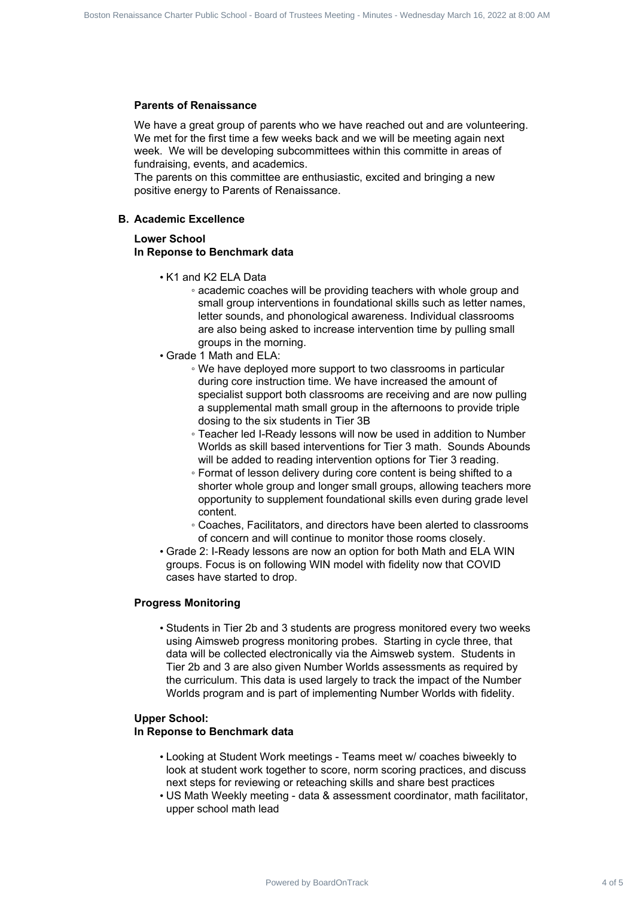**Parents of Renaissance**

We have a great group of parents who we have reached out and are volunteering. We met for the first time a few weeks back and we will be meeting again next week. We will be developing subcommittees within this committe in areas of fundraising, events, and academics.
The parents on this committee are enthusiastic, excited and bringing a new positive energy to Parents of Renaissance.

**B. Academic Excellence**

**Lower School**
**In Reponse to Benchmark data**

- K1 and K2 ELA Data
  - academic coaches will be providing teachers with whole group and small group interventions in foundational skills such as letter names, letter sounds, and phonological awareness. Individual classrooms are also being asked to increase intervention time by pulling small groups in the morning.
- Grade 1 Math and ELA:
  - We have deployed more support to two classrooms in particular during core instruction time. We have increased the amount of specialist support both classrooms are receiving and are now pulling a supplemental math small group in the afternoons to provide triple dosing to the six students in Tier 3B
  - Teacher led I-Ready lessons will now be used in addition to Number Worlds as skill based interventions for Tier 3 math. Sounds Abounds will be added to reading intervention options for Tier 3 reading.
  - Format of lesson delivery during core content is being shifted to a shorter whole group and longer small groups, allowing teachers more opportunity to supplement foundational skills even during grade level content.
  - Coaches, Facilitators, and directors have been alerted to classrooms of concern and will continue to monitor those rooms closely.
- Grade 2: I-Ready lessons are now an option for both Math and ELA WIN groups. Focus is on following WIN model with fidelity now that COVID cases have started to drop.

**Progress Monitoring**

- Students in Tier 2b and 3 students are progress monitored every two weeks using Aimsweb progress monitoring probes. Starting in cycle three, that data will be collected electronically via the Aimsweb system. Students in Tier 2b and 3 are also given Number Worlds assessments as required by the curriculum. This data is used largely to track the impact of the Number Worlds program and is part of implementing Number Worlds with fidelity.

**Upper School:**
**In Reponse to Benchmark data**

- Looking at Student Work meetings - Teams meet w/ coaches biweekly to look at student work together to score, norm scoring practices, and discuss next steps for reviewing or reteaching skills and share best practices
- US Math Weekly meeting - data & assessment coordinator, math facilitator, upper school math lead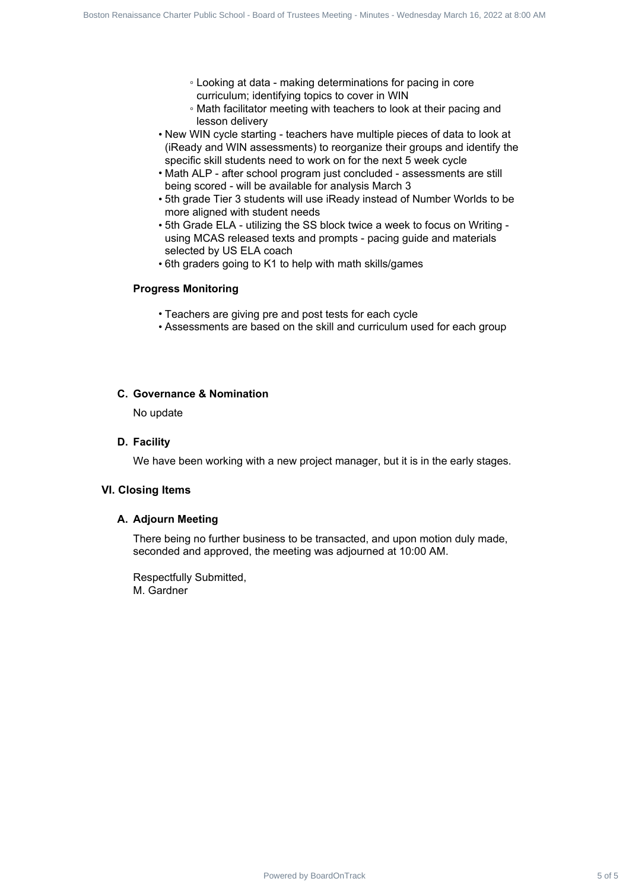- Looking at data - making determinations for pacing in core curriculum; identifying topics to cover in WIN
    - Math facilitator meeting with teachers to look at their pacing and lesson delivery
- New WIN cycle starting - teachers have multiple pieces of data to look at (iReady and WIN assessments) to reorganize their groups and identify the specific skill students need to work on for the next 5 week cycle
- Math ALP - after school program just concluded - assessments are still being scored - will be available for analysis March 3
- 5th grade Tier 3 students will use iReady instead of Number Worlds to be more aligned with student needs
- 5th Grade ELA - utilizing the SS block twice a week to focus on Writing - using MCAS released texts and prompts - pacing guide and materials selected by US ELA coach
- 6th graders going to K1 to help with math skills/games

**Progress Monitoring**

- Teachers are giving pre and post tests for each cycle
- Assessments are based on the skill and curriculum used for each group

### C. Governance & Nomination

No update

### D. Facility

We have been working with a new project manager, but it is in the early stages.

## VI. Closing Items

### A. Adjourn Meeting

There being no further business to be transacted, and upon motion duly made, seconded and approved, the meeting was adjourned at 10:00 AM.

Respectfully Submitted,
M. Gardner